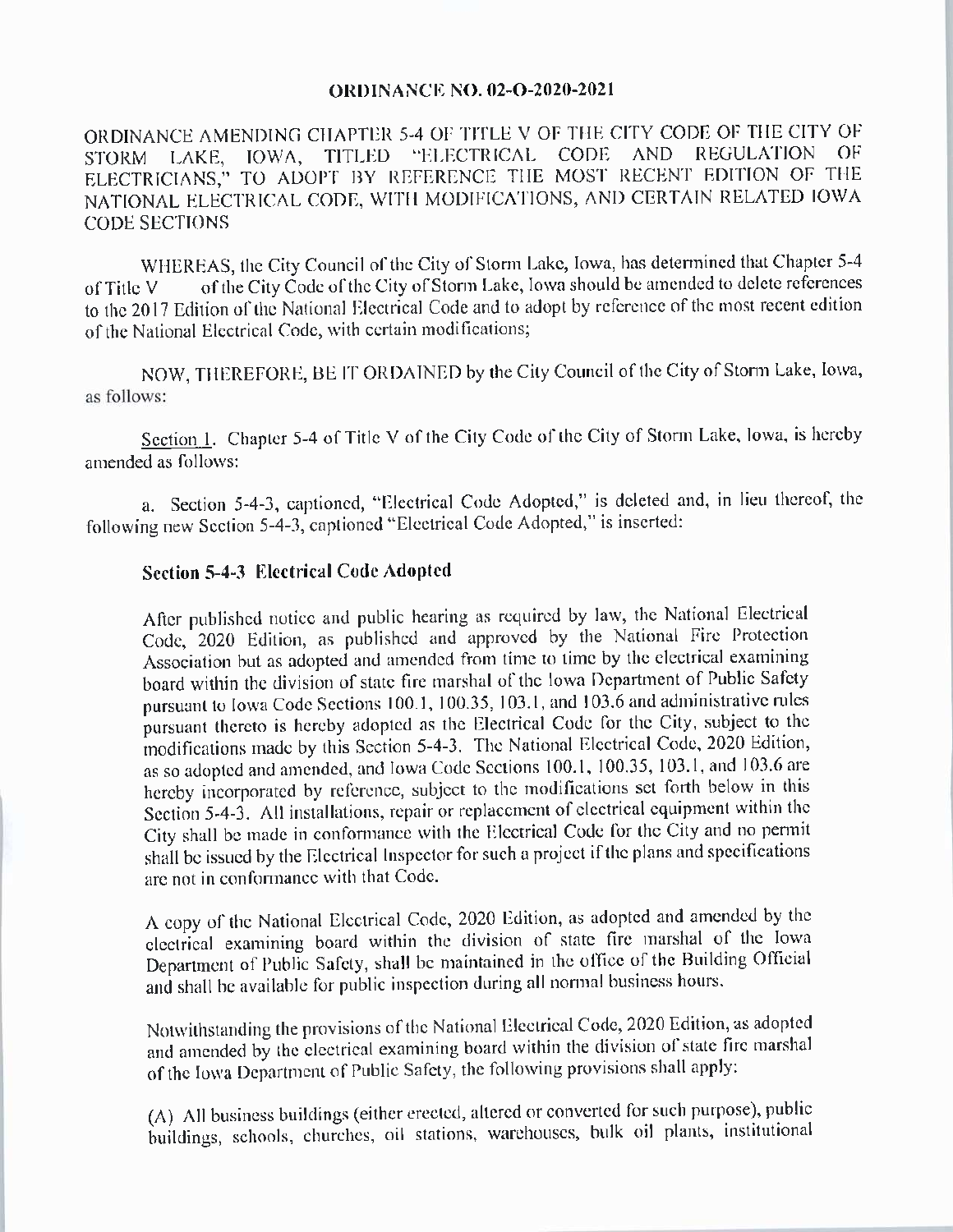# ORDINANCE NO. 02-O-2020-2021

ORDINANCE AMENDING CHAPTER 5-4 OF TITLE V OF THE CITY CODE OF THE CITY OF STORM LAKE, IOWA, TITLED "ELECTRICAL CODE AND REGULATION OF ELECTRICIANS," TO ADOPT BY REFERENCE THE MOST RECENT EDITION OF THE NATIONAL ELECTRICAL CODE, WITH MODIFICATIONS, AND CERTAIN RELATED IOWA CODE SECTIONS

WHEREAS, the City Council of the City of Storm Lake, Iowa, has determined that Chapter 5-4 of Title V of the City Code of the City of Storm Lake, Iowa should be amended to delete references to the 2017 Edition of the National Electrical Code and to adopt by reference of the most recent edition of the National Electrical Code, with certain modifications;

NOW, THEREFORE, BE IT ORDAINED by the City Council of the City of Storm Lake, Iowa, as follows:

Section 1. Chapter 5-4 of Title V of the City Code of the City of Storm Lake, Iowa, is hereby amended as follows:

a. Section 5-4-3, captioned, "Electrical Code Adopted," is deleted and, in lieu thereof, the following new Section 5-4-3, captioned "Electrical Code Adopted," is inserted:

**Section 5-4-3 Electrical Code Adopted**

After published notice and public hearing as required by law, the National Electrical Code, 2020 Edition, as published and approved by the National Fire Protection Association but as adopted and amended from time to time by the electrical examining board within the division of state fire marshal of the Iowa Department of Public Safety pursuant to Iowa Code Sections 100.1, 100.35, 103.1, and 103.6 and administrative rules pursuant thereto is hereby adopted as the Electrical Code for the City, subject to the modifications made by this Section 5-4-3. The National Electrical Code, 2020 Edition, as so adopted and amended, and Iowa Code Sections 100.1, 100.35, 103.1, and 103.6 are hereby incorporated by reference, subject to the modifications set forth below in this Section 5-4-3. All installations, repair or replacement of electrical equipment within the City shall be made in conformance with the Electrical Code for the City and no permit shall be issued by the Electrical Inspector for such a project if the plans and specifications are not in conformance with that Code.

A copy of the National Electrical Code, 2020 Edition, as adopted and amended by the electrical examining board within the division of state fire marshal of the Iowa Department of Public Safety, shall be maintained in the office of the Building Official and shall be available for public inspection during all normal business hours.

Notwithstanding the provisions of the National Electrical Code, 2020 Edition, as adopted and amended by the electrical examining board within the division of state fire marshal of the Iowa Department of Public Safety, the following provisions shall apply:

(A) All business buildings (either erected, altered or converted for such purpose), public buildings, schools, churches, oil stations, warehouses, bulk oil plants, institutional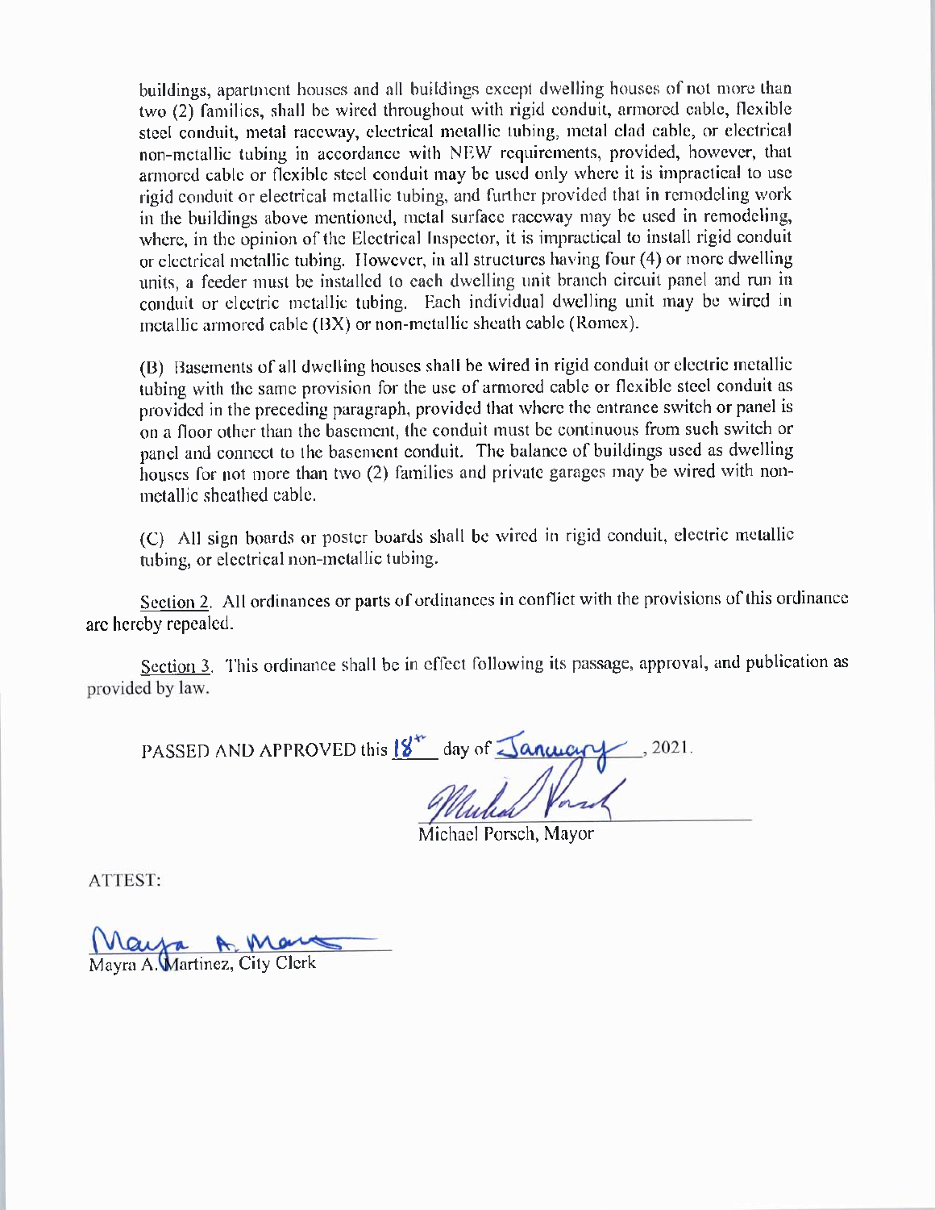buildings, apartment houses and all buildings except dwelling houses of not more than two (2) families, shall be wired throughout with rigid conduit, armored cable, flexible steel conduit, metal raceway, electrical metallic tubing, metal clad cable, or electrical non-metallic tubing in accordance with NEW requirements, provided, however, that armored cable or flexible steel conduit may be used only where it is impractical to use rigid conduit or electrical metallic tubing, and further provided that in remodeling work in the buildings above mentioned, metal surface raceway may be used in remodeling, where, in the opinion of the Electrical Inspector, it is impractical to install rigid conduit or electrical metallic tubing. However, in all structures having four (4) or more dwelling units, a feeder must be installed to each dwelling unit branch circuit panel and run in conduit or electric metallic tubing. Each individual dwelling unit may be wired in metallic armored cable (BX) or non-metallic sheath cable (Romex).

(B) Basements of all dwelling houses shall be wired in rigid conduit or electric metallic tubing with the same provision for the use of armored cable or flexible steel conduit as provided in the preceding paragraph, provided that where the entrance switch or panel is on a floor other than the basement, the conduit must be continuous from such switch or panel and connect to the basement conduit. The balance of buildings used as dwelling houses for not more than two (2) families and private garages may be wired with non-metallic sheathed cable.

(C) All sign boards or poster boards shall be wired in rigid conduit, electric metallic tubing, or electrical non-metallic tubing.

Section 2. All ordinances or parts of ordinances in conflict with the provisions of this ordinance are hereby repealed.

Section 3. This ordinance shall be in effect following its passage, approval, and publication as provided by law.

PASSED AND APPROVED this 18th day of January, 2021.

Michael Porsch, Mayor

ATTEST:

Mayra A. Martinez, City Clerk